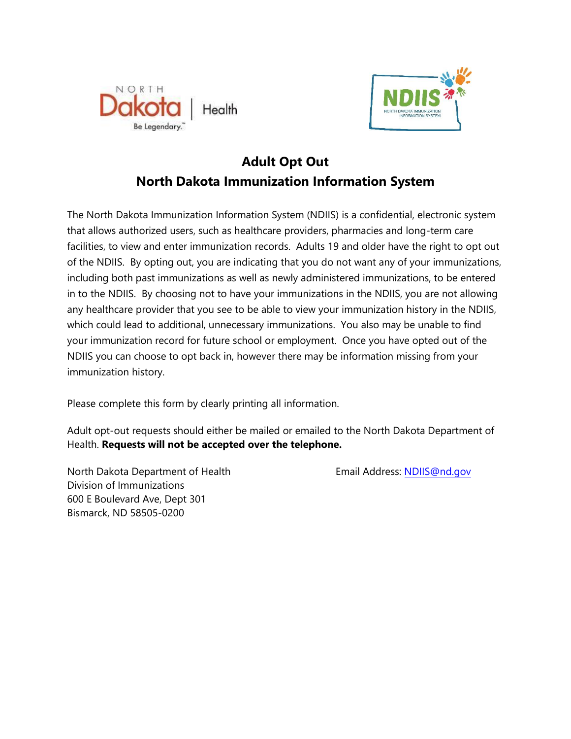# Adult Opt Out
## North Dakota Immunization Information System

The North Dakota Immunization Information System (NDIIS) is a confidential, electronic system that allows authorized users, such as healthcare providers, pharmacies and long-term care facilities, to view and enter immunization records. Adults 19 and older have the right to opt out of the NDIIS. By opting out, you are indicating that you do not want any of your immunizations, including both past immunizations as well as newly administered immunizations, to be entered in to the NDIIS. By choosing not to have your immunizations in the NDIIS, you are not allowing any healthcare provider that you see to be able to view your immunization history in the NDIIS, which could lead to additional, unnecessary immunizations. You also may be unable to find your immunization record for future school or employment. Once you have opted out of the NDIIS you can choose to opt back in, however there may be information missing from your immunization history.

Please complete this form by clearly printing all information.

Adult opt-out requests should either be mailed or emailed to the North Dakota Department of Health. **Requests will not be accepted over the telephone.**

North Dakota Department of Health
Division of Immunizations
600 E Boulevard Ave, Dept 301
Bismarck, ND 58505-0200

Email Address: NDIIS@nd.gov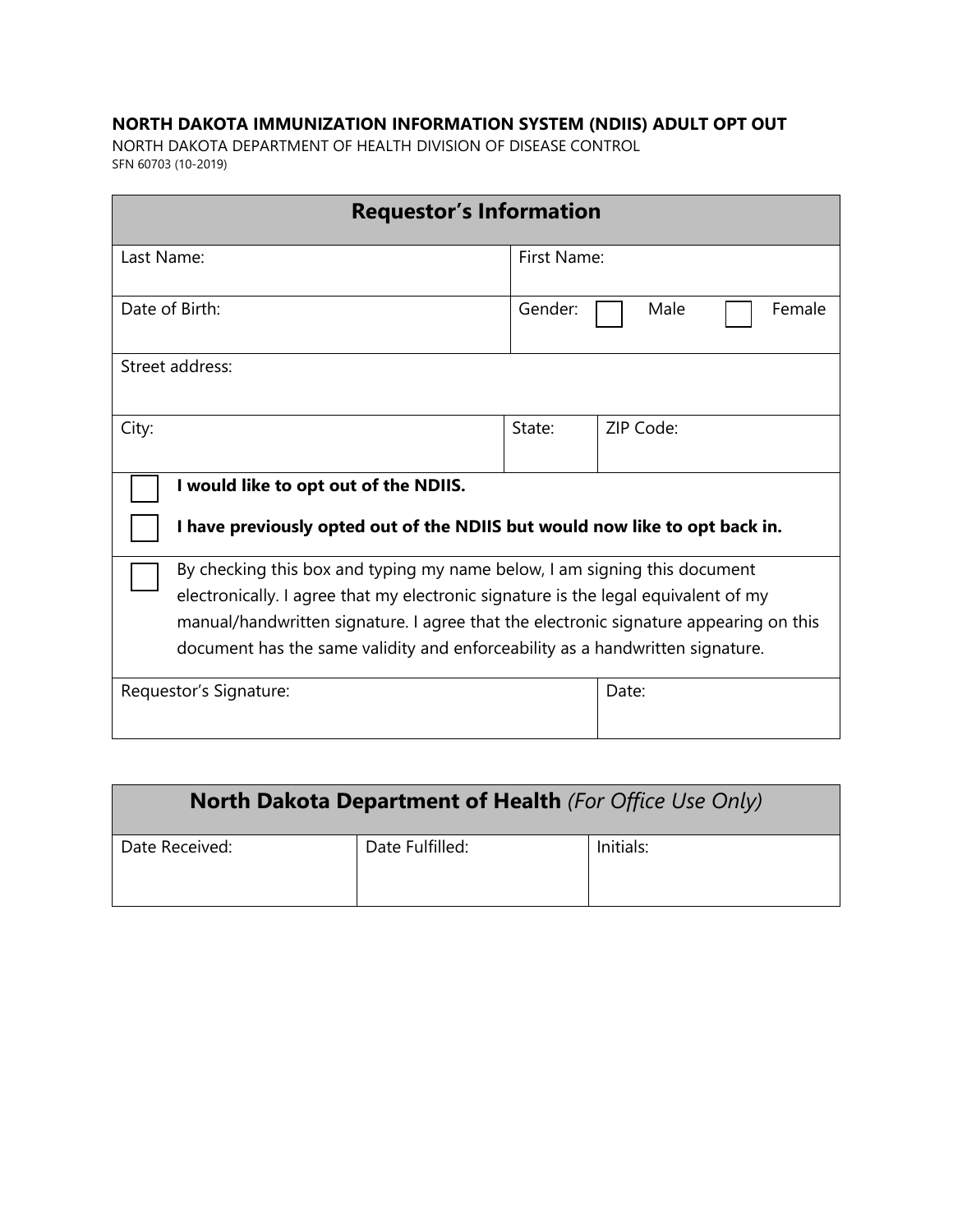**NORTH DAKOTA IMMUNIZATION INFORMATION SYSTEM (NDIIS) ADULT OPT OUT**

NORTH DAKOTA DEPARTMENT OF HEALTH DIVISION OF DISEASE CONTROL
SFN 60703 (10-2019)

| Requestor's Information | | |
|---|---|---|
| Last Name: | First Name: | |
| Date of Birth: | Gender: ☐ Male ☐ Female | |
| Street address: | | |
| City: | State: | ZIP Code: |

☐ **I would like to opt out of the NDIIS.**

☐ **I have previously opted out of the NDIIS but would now like to opt back in.**

☐ By checking this box and typing my name below, I am signing this document electronically. I agree that my electronic signature is the legal equivalent of my manual/handwritten signature. I agree that the electronic signature appearing on this document has the same validity and enforceability as a handwritten signature.

| | |
|---|---|
| Requestor's Signature: | Date: |

| **North Dakota Department of Health** *(For Office Use Only)* | | |
|---|---|---|
| Date Received: | Date Fulfilled: | Initials: |